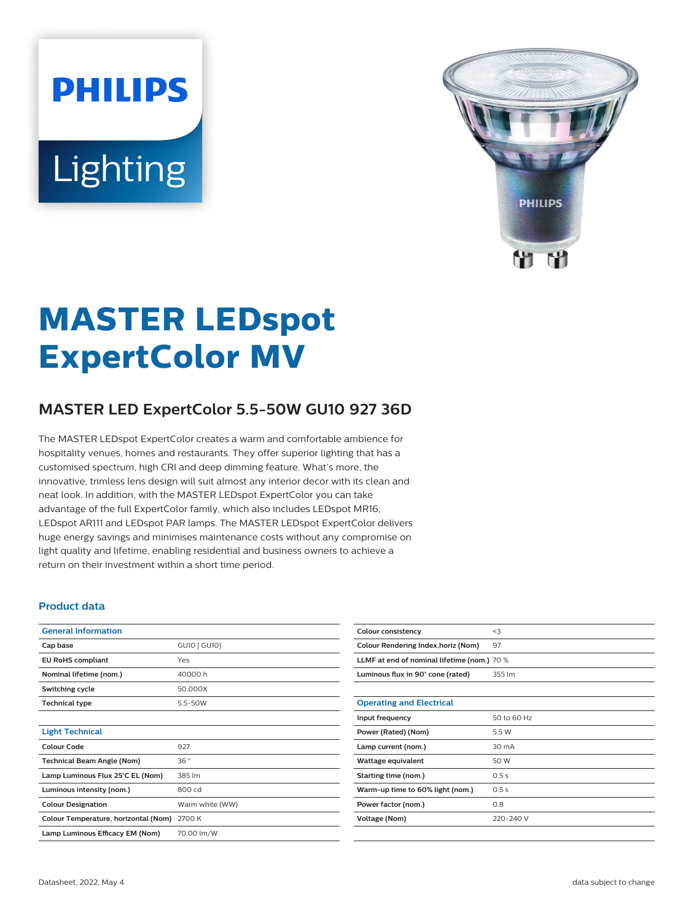# MASTER LEDspot ExpertColor MV

## MASTER LED ExpertColor 5.5-50W GU10 927 36D

The MASTER LEDspot ExpertColor creates a warm and comfortable ambience for hospitality venues, homes and restaurants. They offer superior lighting that has a customised spectrum, high CRI and deep dimming feature. What's more, the innovative, trimless lens design will suit almost any interior decor with its clean and neat look. In addition, with the MASTER LEDspot ExpertColor you can take advantage of the full ExpertColor family, which also includes LEDspot MR16, LEDspot AR111 and LEDspot PAR lamps. The MASTER LEDspot ExpertColor delivers huge energy savings and minimises maintenance costs without any compromise on light quality and lifetime, enabling residential and business owners to achieve a return on their investment within a short time period.

### Product data

| General Information | |
|---|---|
| Cap base | GU10 [ GU10] |
| EU RoHS compliant | Yes |
| Nominal lifetime (nom.) | 40000 h |
| Switching cycle | 50,000X |
| Technical type | 5.5-50W |

| Light Technical | |
|---|---|
| Colour Code | 927 |
| Technical Beam Angle (Nom) | 36 ° |
| Lamp Luminous Flux 25°C EL (Nom) | 385 lm |
| Luminous intensity (nom.) | 800 cd |
| Colour Designation | Warm white (WW) |
| Colour Temperature, horizontal (Nom) | 2700 K |
| Lamp Luminous Efficacy EM (Nom) | 70.00 lm/W |
| Colour consistency | <3 |
| Colour Rendering Index,horiz (Nom) | 97 |
| LLMF at end of nominal lifetime (nom.) | 70 % |
| Luminous flux in 90° cone (rated) | 355 lm |

| Operating and Electrical | |
|---|---|
| Input frequency | 50 to 60 Hz |
| Power (Rated) (Nom) | 5.5 W |
| Lamp current (nom.) | 30 mA |
| Wattage equivalent | 50 W |
| Starting time (nom.) | 0.5 s |
| Warm-up time to 60% light (nom.) | 0.5 s |
| Power factor (nom.) | 0.8 |
| Voltage (Nom) | 220-240 V |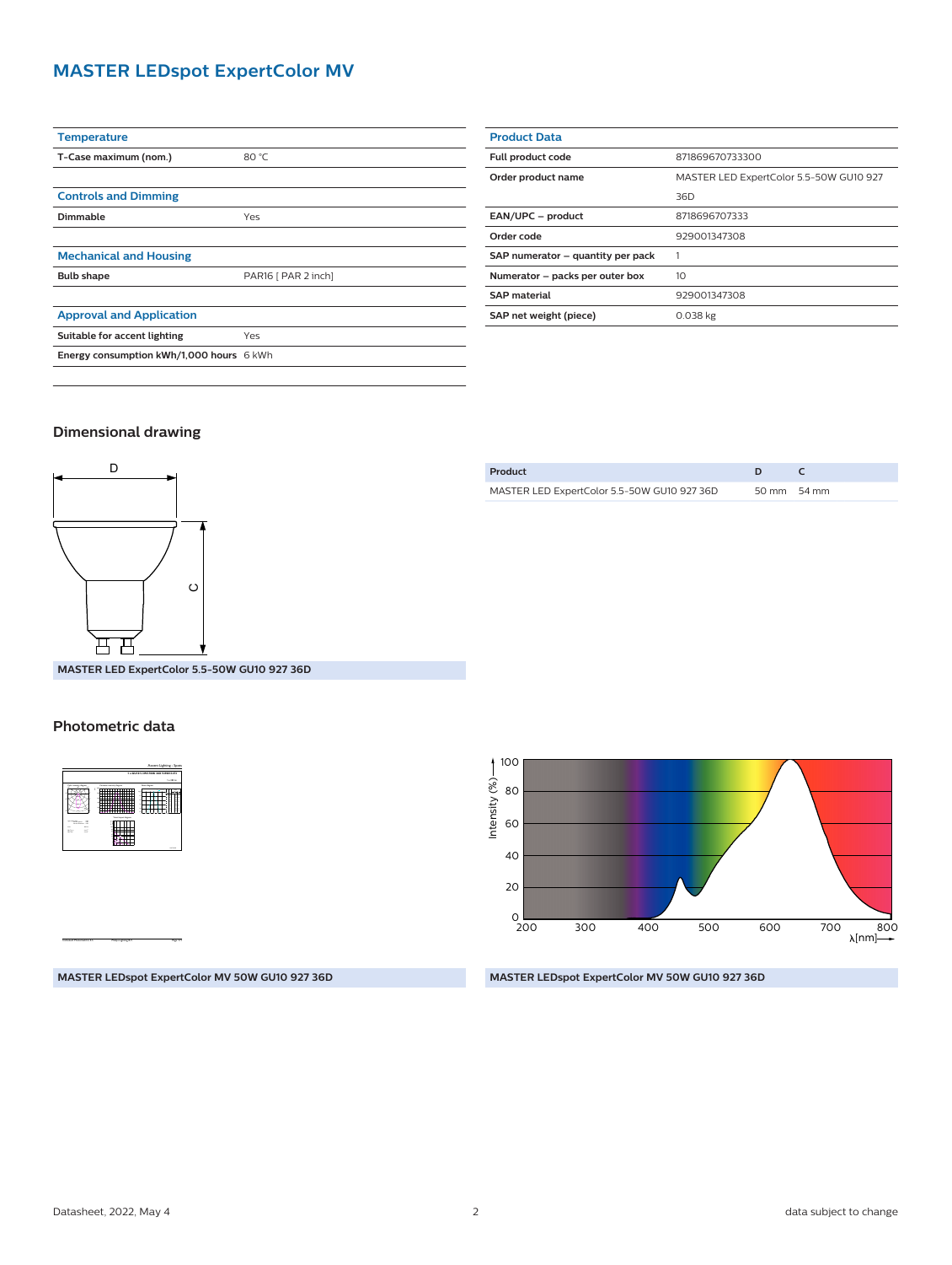# MASTER LEDspot ExpertColor MV

| Temperature | |
|---|---|
| T-Case maximum (nom.) | 80 °C |

| Controls and Dimming | |
|---|---|
| Dimmable | Yes |

| Mechanical and Housing | |
|---|---|
| Bulb shape | PAR16 [ PAR 2 inch] |

| Approval and Application | |
|---|---|
| Suitable for accent lighting | Yes |
| Energy consumption kWh/1,000 hours | 6 kWh |

| Product Data | |
|---|---|
| Full product code | 871869670733300 |
| Order product name | MASTER LED ExpertColor 5.5-50W GU10 927 36D |
| EAN/UPC – product | 8718696707333 |
| Order code | 929001347308 |
| SAP numerator – quantity per pack | 1 |
| Numerator – packs per outer box | 10 |
| SAP material | 929001347308 |
| SAP net weight (piece) | 0.038 kg |

## Dimensional drawing

MASTER LED ExpertColor 5.5-50W GU10 927 36D

| Product | D | C |
|---|---|---|
| MASTER LED ExpertColor 5.5-50W GU10 927 36D | 50 mm | 54 mm |

## Photometric data

MASTER LEDspot ExpertColor MV 50W GU10 927 36D

MASTER LEDspot ExpertColor MV 50W GU10 927 36D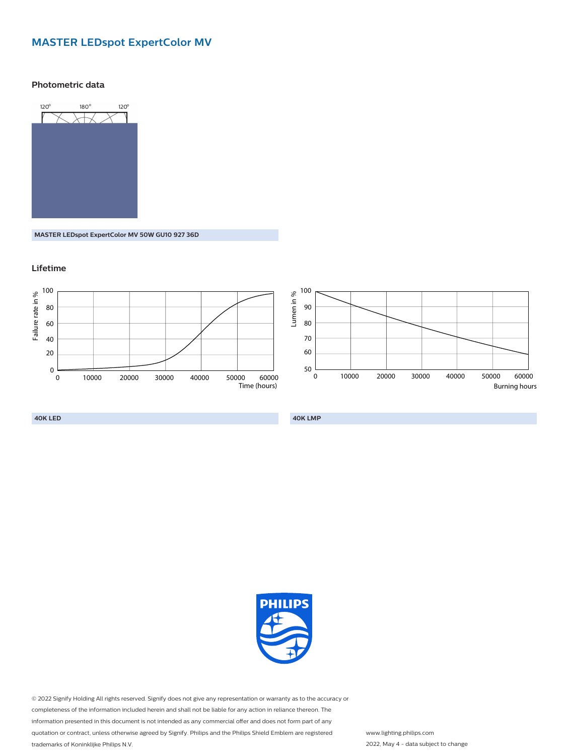# MASTER LEDspot ExpertColor MV

## Photometric data

120° 180° 120°

MASTER LEDspot ExpertColor MV 50W GU10 927 36D

## Lifetime

Failure rate in %
100
80
60
40
20
0
0 10000 20000 30000 40000 50000 60000
Time (hours)

Lumen in %
100
90
80
70
60
50
0 10000 20000 30000 40000 50000 60000
Burning hours

40K LED

40K LMP

© 2022 Signify Holding All rights reserved. Signify does not give any representation or warranty as to the accuracy or completeness of the information included herein and shall not be liable for any action in reliance thereon. The information presented in this document is not intended as any commercial offer and does not form part of any quotation or contract, unless otherwise agreed by Signify. Philips and the Philips Shield Emblem are registered trademarks of Koninklijke Philips N.V.

www.lighting.philips.com

2022, May 4 - data subject to change